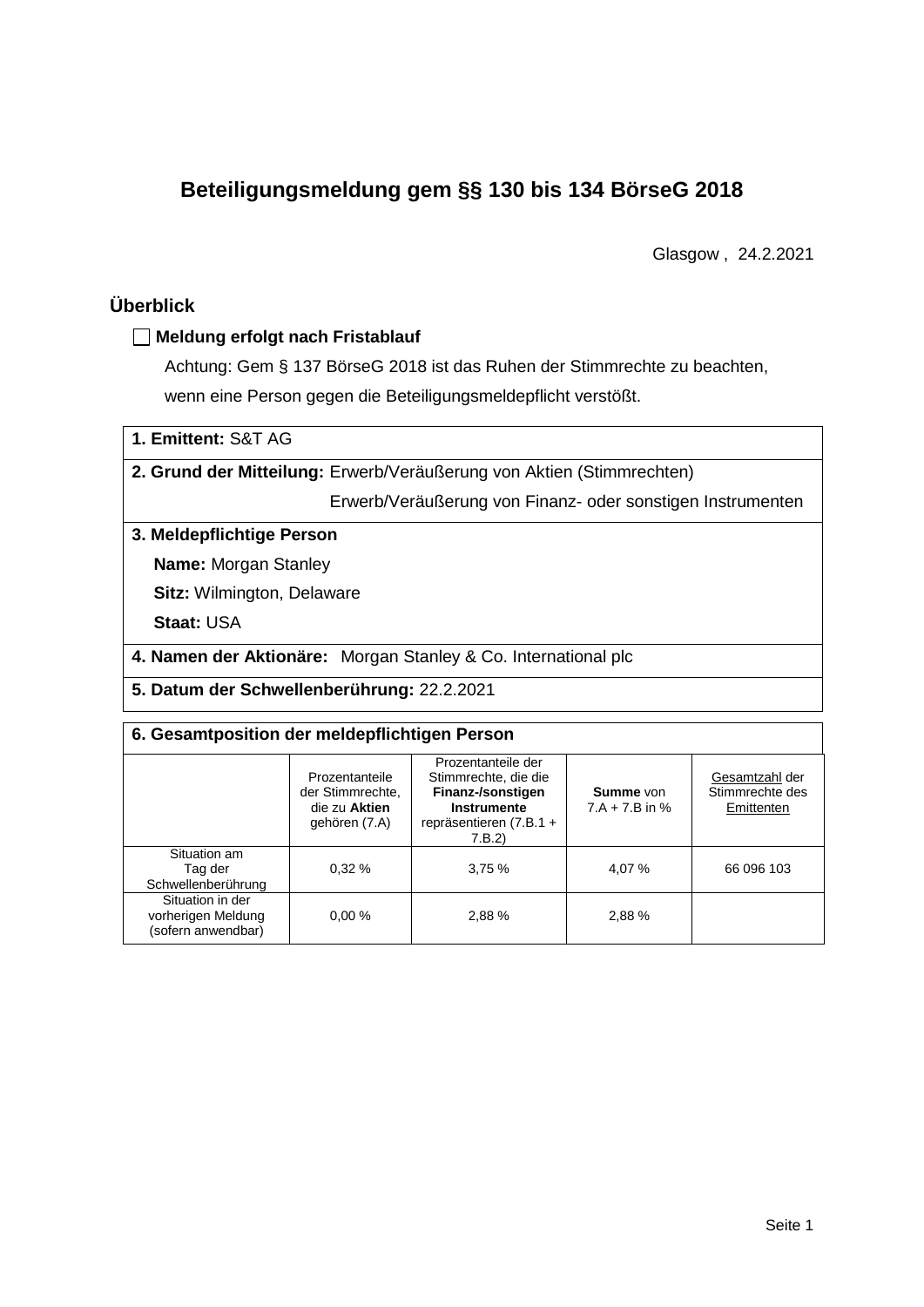# Beteiligungsmeldung gem §§ 130 bis 134 BörseG 2018

Glasgow , 24.2.2021

## Überblick

☐ **Meldung erfolgt nach Fristablauf**

Achtung: Gem § 137 BörseG 2018 ist das Ruhen der Stimmrechte zu beachten, wenn eine Person gegen die Beteiligungsmeldepflicht verstößt.

**1. Emittent:** S&T AG

**2. Grund der Mitteilung:** Erwerb/Veräußerung von Aktien (Stimmrechten)
Erwerb/Veräußerung von Finanz- oder sonstigen Instrumenten

**3. Meldepflichtige Person**

**Name:** Morgan Stanley

**Sitz:** Wilmington, Delaware

**Staat:** USA

**4. Namen der Aktionäre:** Morgan Stanley & Co. International plc

**5. Datum der Schwellenberührung:** 22.2.2021

**6. Gesamtposition der meldepflichtigen Person**

| | Prozentanteile der Stimmrechte, die zu **Aktien** gehören (7.A) | Prozentanteile der Stimmrechte, die die **Finanz-/sonstigen Instrumente** repräsentieren (7.B.1 + 7.B.2) | **Summe** von 7.A + 7.B in % | Gesamtzahl der Stimmrechte des Emittenten |
|---|---|---|---|---|
| Situation am Tag der Schwellenberührung | 0,32 % | 3,75 % | 4,07 % | 66 096 103 |
| Situation in der vorherigen Meldung (sofern anwendbar) | 0,00 % | 2,88 % | 2,88 % | |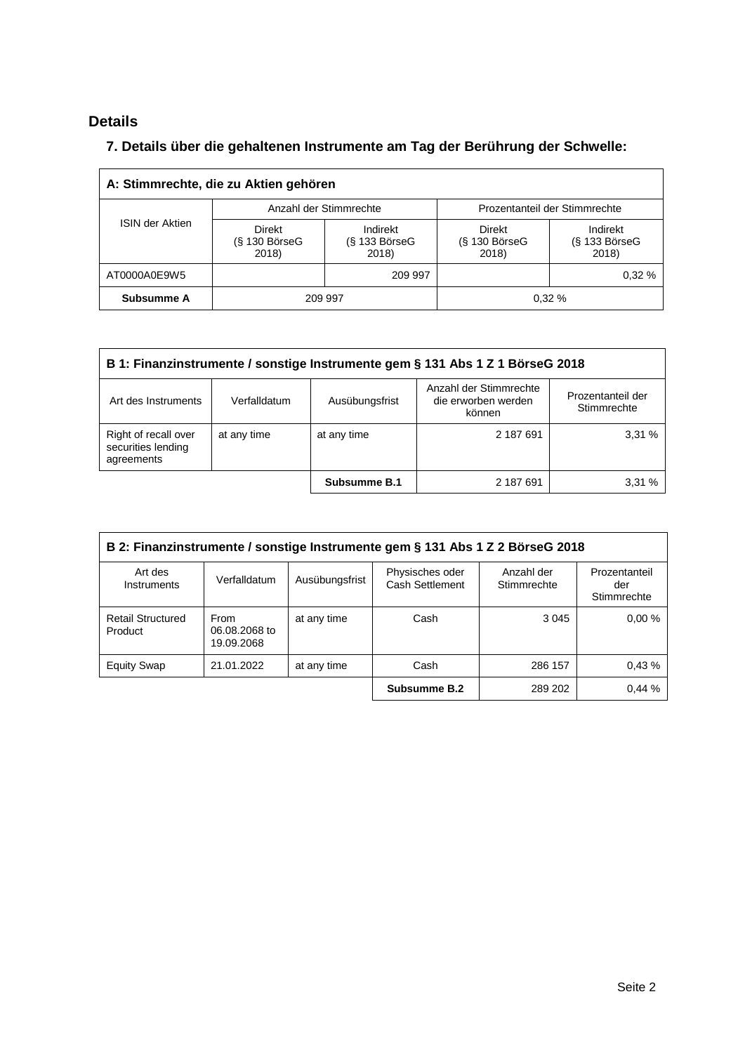## Details

### 7. Details über die gehaltenen Instrumente am Tag der Berührung der Schwelle:

| A: Stimmrechte, die zu Aktien gehören | | | | |
|---|---|---|---|---|
| ISIN der Aktien | Anzahl der Stimmrechte | | Prozentanteil der Stimmrechte | |
| | Direkt (§ 130 BörseG 2018) | Indirekt (§ 133 BörseG 2018) | Direkt (§ 130 BörseG 2018) | Indirekt (§ 133 BörseG 2018) |
| AT0000A0E9W5 | | 209 997 | | 0,32 % |
| **Subsumme A** | 209 997 | | 0,32 % | |

| B 1: Finanzinstrumente / sonstige Instrumente gem § 131 Abs 1 Z 1 BörseG 2018 | | | | |
|---|---|---|---|---|
| Art des Instruments | Verfalldatum | Ausübungsfrist | Anzahl der Stimmrechte die erworben werden können | Prozentanteil der Stimmrechte |
| Right of recall over securities lending agreements | at any time | at any time | 2 187 691 | 3,31 % |
| | | **Subsumme B.1** | 2 187 691 | 3,31 % |

| B 2: Finanzinstrumente / sonstige Instrumente gem § 131 Abs 1 Z 2 BörseG 2018 | | | | | |
|---|---|---|---|---|---|
| Art des Instruments | Verfalldatum | Ausübungsfrist | Physisches oder Cash Settlement | Anzahl der Stimmrechte | Prozentanteil der Stimmrechte |
| Retail Structured Product | From 06.08.2068 to 19.09.2068 | at any time | Cash | 3 045 | 0,00 % |
| Equity Swap | 21.01.2022 | at any time | Cash | 286 157 | 0,43 % |
| | | | **Subsumme B.2** | 289 202 | 0,44 % |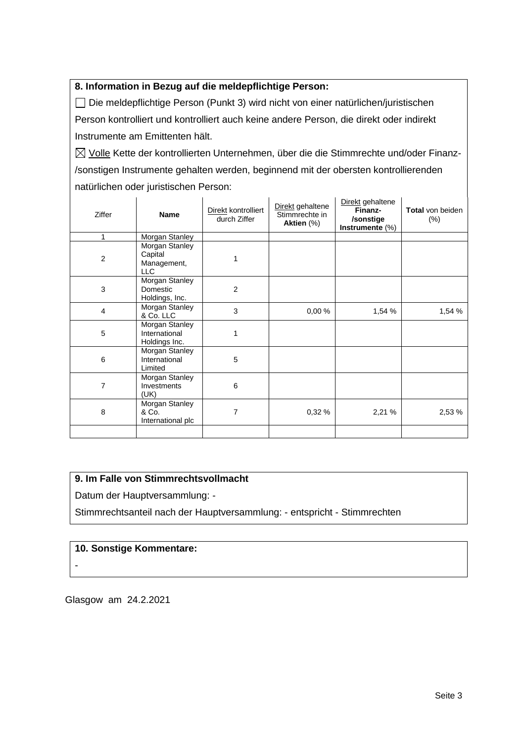**8. Information in Bezug auf die meldepflichtige Person:**

☐ Die meldepflichtige Person (Punkt 3) wird nicht von einer natürlichen/juristischen Person kontrolliert und kontrolliert auch keine andere Person, die direkt oder indirekt Instrumente am Emittenten hält.

☒ Volle Kette der kontrollierten Unternehmen, über die die Stimmrechte und/oder Finanz-/sonstigen Instrumente gehalten werden, beginnend mit der obersten kontrollierenden natürlichen oder juristischen Person:

| Ziffer | **Name** | Direkt kontrolliert durch Ziffer | Direkt gehaltene Stimmrechte in **Aktien** (%) | Direkt gehaltene **Finanz-/sonstige Instrumente** (%) | **Total** von beiden (%) |
|---|---|---|---|---|---|
| 1 | Morgan Stanley | | | | |
| 2 | Morgan Stanley Capital Management, LLC | 1 | | | |
| 3 | Morgan Stanley Domestic Holdings, Inc. | 2 | | | |
| 4 | Morgan Stanley & Co. LLC | 3 | 0,00 % | 1,54 % | 1,54 % |
| 5 | Morgan Stanley International Holdings Inc. | 1 | | | |
| 6 | Morgan Stanley International Limited | 5 | | | |
| 7 | Morgan Stanley Investments (UK) | 6 | | | |
| 8 | Morgan Stanley & Co. International plc | 7 | 0,32 % | 2,21 % | 2,53 % |
| | | | | | |

**9. Im Falle von Stimmrechtsvollmacht**

Datum der Hauptversammlung: -

Stimmrechtsanteil nach der Hauptversammlung: - entspricht - Stimmrechten

**10. Sonstige Kommentare:**

-

Glasgow am 24.2.2021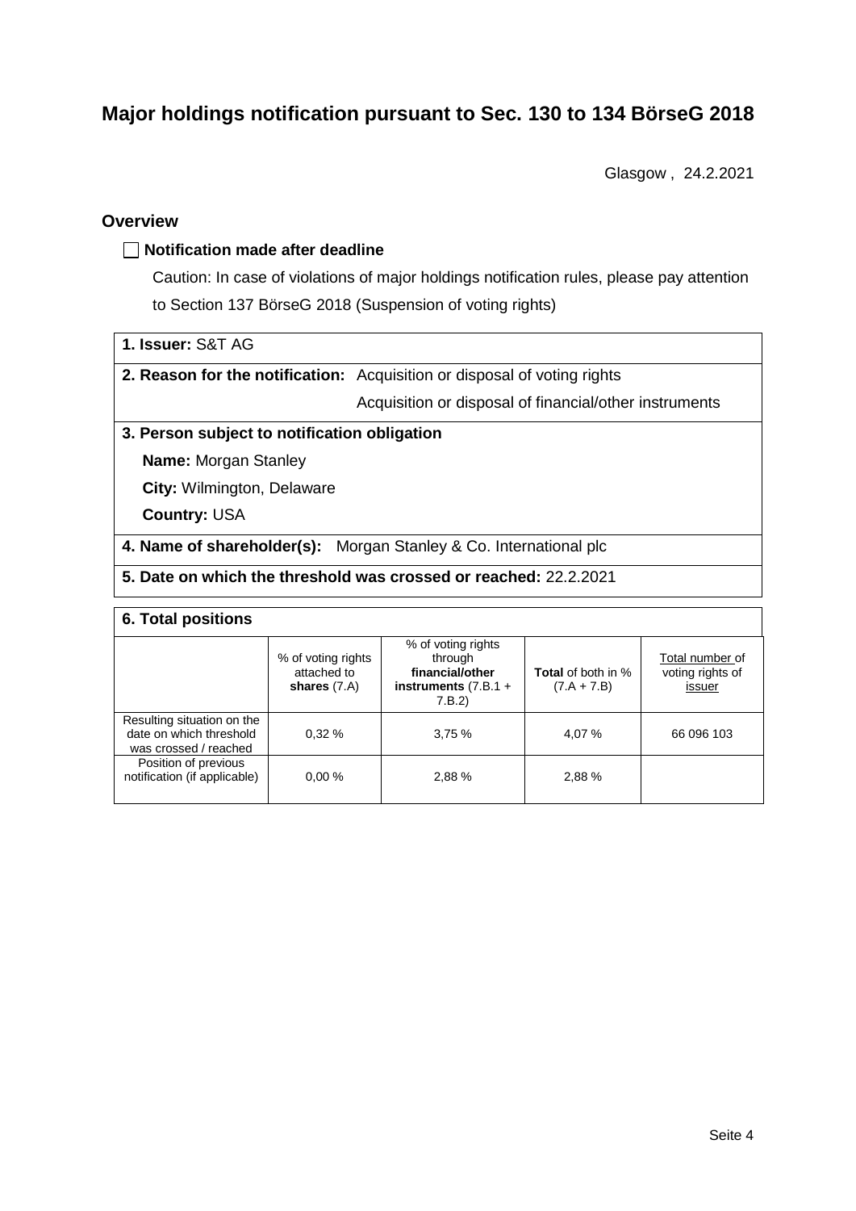# Major holdings notification pursuant to Sec. 130 to 134 BörseG 2018

Glasgow , 24.2.2021

## Overview

☐ **Notification made after deadline**

Caution: In case of violations of major holdings notification rules, please pay attention to Section 137 BörseG 2018 (Suspension of voting rights)

**1. Issuer:** S&T AG

**2. Reason for the notification:** Acquisition or disposal of voting rights
Acquisition or disposal of financial/other instruments

**3. Person subject to notification obligation**

**Name:** Morgan Stanley

**City:** Wilmington, Delaware

**Country:** USA

**4. Name of shareholder(s):** Morgan Stanley & Co. International plc

**5. Date on which the threshold was crossed or reached:** 22.2.2021

**6. Total positions**

| | % of voting rights attached to **shares** (7.A) | % of voting rights through **financial/other instruments** (7.B.1 + 7.B.2) | **Total** of both in % (7.A + 7.B) | Total number of voting rights of issuer |
|---|---|---|---|---|
| Resulting situation on the date on which threshold was crossed / reached | 0,32 % | 3,75 % | 4,07 % | 66 096 103 |
| Position of previous notification (if applicable) | 0,00 % | 2,88 % | 2,88 % | |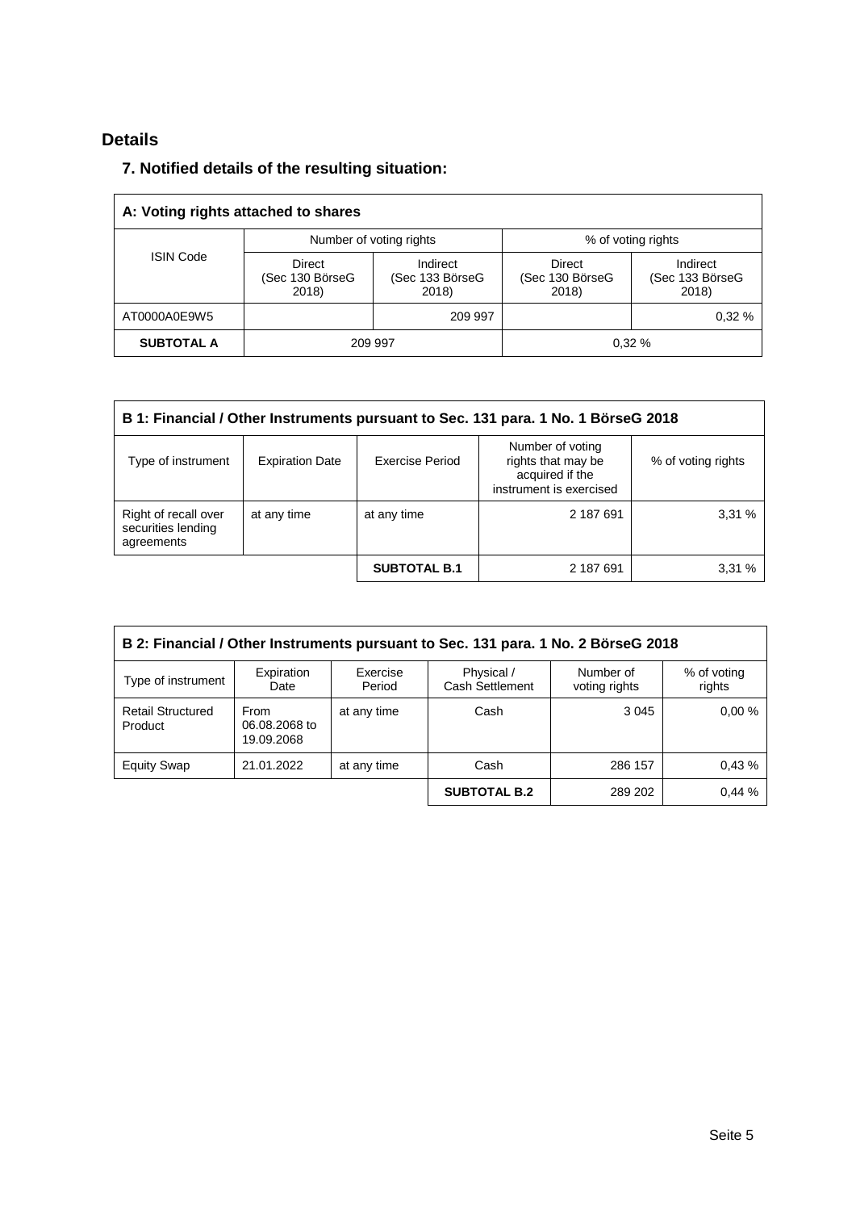## Details

### 7. Notified details of the resulting situation:

| A: Voting rights attached to shares | | | | |
|---|---|---|---|---|
| ISIN Code | Number of voting rights | | % of voting rights | |
| | Direct (Sec 130 BörseG 2018) | Indirect (Sec 133 BörseG 2018) | Direct (Sec 130 BörseG 2018) | Indirect (Sec 133 BörseG 2018) |
| AT0000A0E9W5 | | 209 997 | | 0,32 % |
| **SUBTOTAL A** | 209 997 | | 0,32 % | |

| B 1: Financial / Other Instruments pursuant to Sec. 131 para. 1 No. 1 BörseG 2018 | | | | |
|---|---|---|---|---|
| Type of instrument | Expiration Date | Exercise Period | Number of voting rights that may be acquired if the instrument is exercised | % of voting rights |
| Right of recall over securities lending agreements | at any time | at any time | 2 187 691 | 3,31 % |
| | | **SUBTOTAL B.1** | 2 187 691 | 3,31 % |

| B 2: Financial / Other Instruments pursuant to Sec. 131 para. 1 No. 2 BörseG 2018 | | | | | |
|---|---|---|---|---|---|
| Type of instrument | Expiration Date | Exercise Period | Physical / Cash Settlement | Number of voting rights | % of voting rights |
| Retail Structured Product | From 06.08.2068 to 19.09.2068 | at any time | Cash | 3 045 | 0,00 % |
| Equity Swap | 21.01.2022 | at any time | Cash | 286 157 | 0,43 % |
| | | | **SUBTOTAL B.2** | 289 202 | 0,44 % |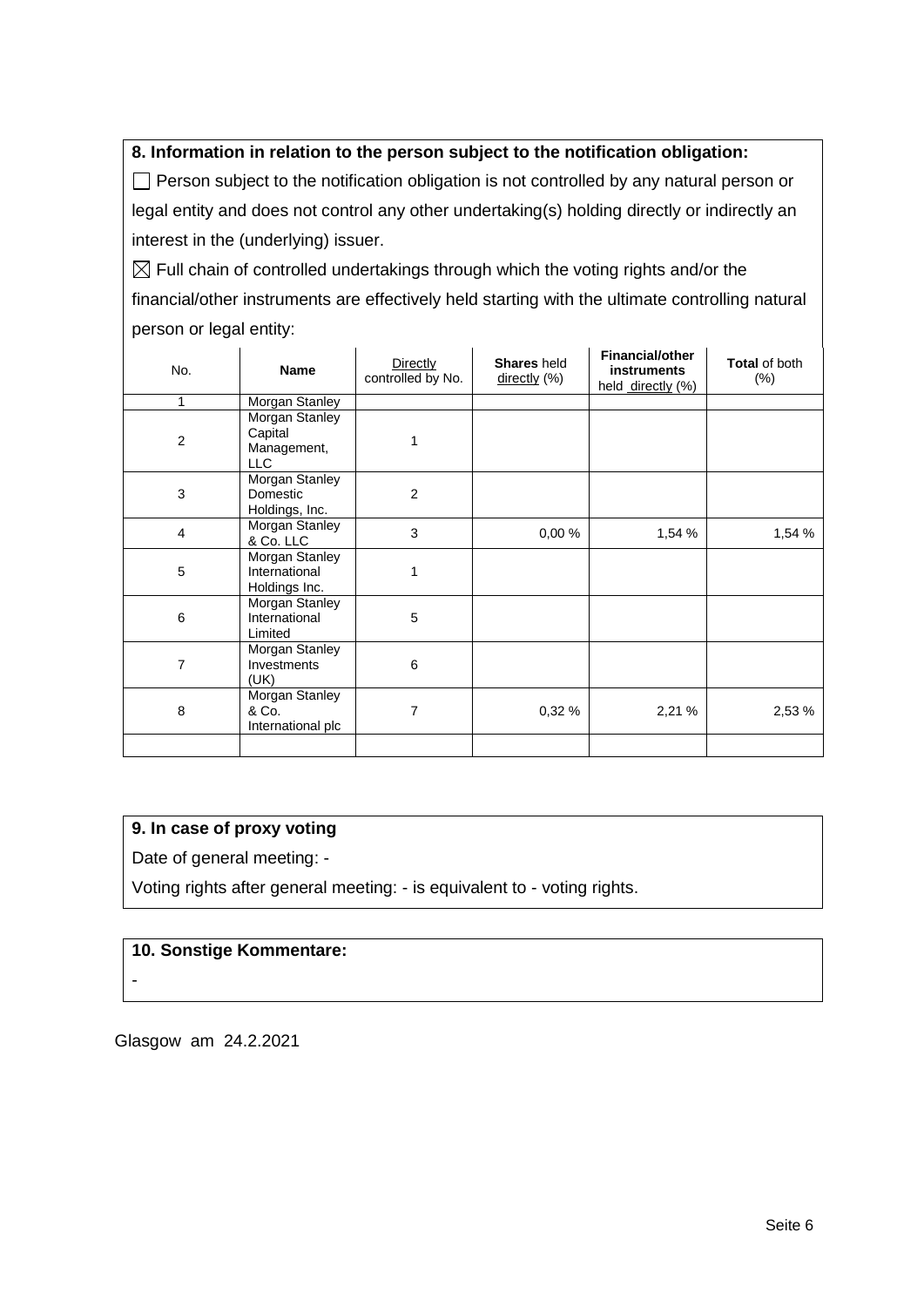### 8. Information in relation to the person subject to the notification obligation:

☐ Person subject to the notification obligation is not controlled by any natural person or legal entity and does not control any other undertaking(s) holding directly or indirectly an interest in the (underlying) issuer.

☒ Full chain of controlled undertakings through which the voting rights and/or the financial/other instruments are effectively held starting with the ultimate controlling natural person or legal entity:

| No. | Name | Directly controlled by No. | **Shares** held directly (%) | **Financial/other instruments** held directly (%) | **Total** of both (%) |
|---|---|---|---|---|---|
| 1 | Morgan Stanley | | | | |
| 2 | Morgan Stanley Capital Management, LLC | 1 | | | |
| 3 | Morgan Stanley Domestic Holdings, Inc. | 2 | | | |
| 4 | Morgan Stanley & Co. LLC | 3 | 0,00 % | 1,54 % | 1,54 % |
| 5 | Morgan Stanley International Holdings Inc. | 1 | | | |
| 6 | Morgan Stanley International Limited | 5 | | | |
| 7 | Morgan Stanley Investments (UK) | 6 | | | |
| 8 | Morgan Stanley & Co. International plc | 7 | 0,32 % | 2,21 % | 2,53 % |
| | | | | | |

### 9. In case of proxy voting

Date of general meeting: -

Voting rights after general meeting: - is equivalent to - voting rights.

### 10. Sonstige Kommentare:

-

Glasgow am 24.2.2021